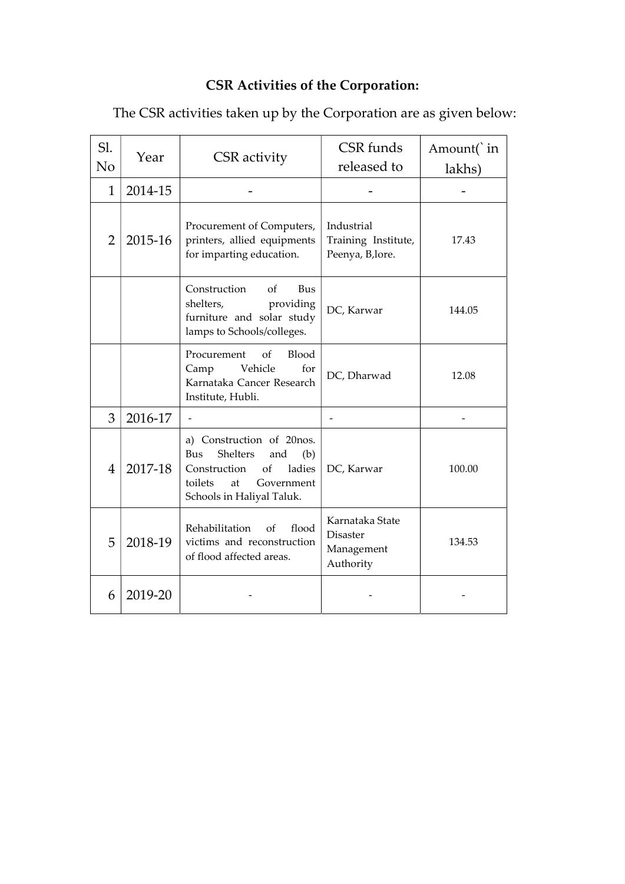**CSR Activities of the Corporation:**

The CSR activities taken up by the Corporation are as given below:

| Sl. No | Year | CSR activity | CSR funds released to | Amount(` in lakhs) |
|---|---|---|---|---|
| 1 | 2014-15 | - | - | - |
| 2 | 2015-16 | Procurement of Computers, printers, allied equipments for imparting education. | Industrial Training Institute, Peenya, B,lore. | 17.43 |
| | | Construction of Bus shelters, providing furniture and solar study lamps to Schools/colleges. | DC, Karwar | 144.05 |
| | | Procurement of Blood Camp Vehicle for Karnataka Cancer Research Institute, Hubli. | DC, Dharwad | 12.08 |
| 3 | 2016-17 | - | - | - |
| 4 | 2017-18 | a) Construction of 20nos. Bus Shelters and (b) Construction of ladies toilets at Government Schools in Haliyal Taluk. | DC, Karwar | 100.00 |
| 5 | 2018-19 | Rehabilitation of flood victims and reconstruction of flood affected areas. | Karnataka State Disaster Management Authority | 134.53 |
| 6 | 2019-20 | - | - | - |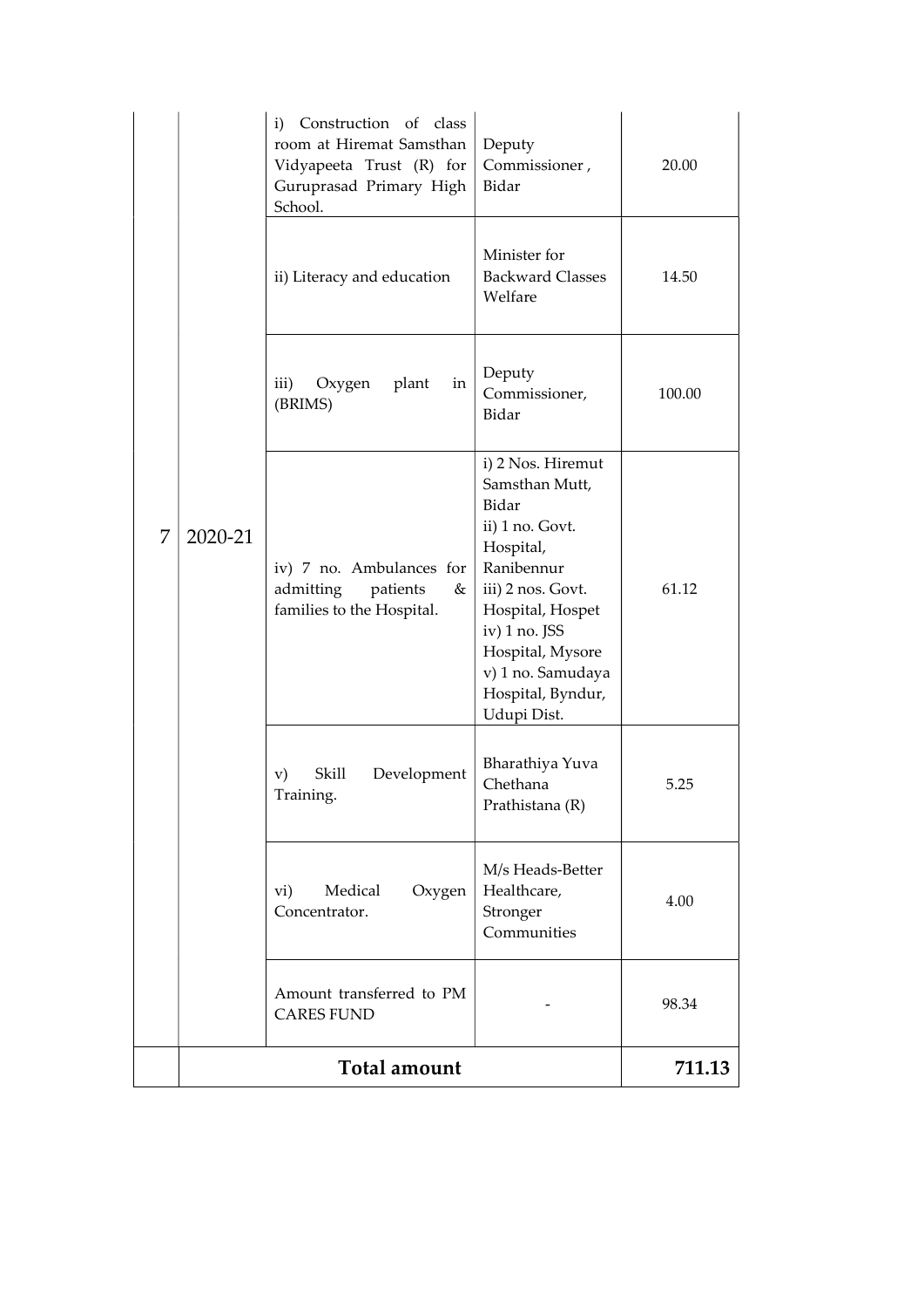| | | | | |
|---|---|---|---|---|
| 7 | 2020-21 | i) Construction of class room at Hiremat Samsthan Vidyapeeta Trust (R) for Guruprasad Primary High School. | Deputy Commissioner , Bidar | 20.00 |
| | | ii) Literacy and education | Minister for Backward Classes Welfare | 14.50 |
| | | iii) Oxygen plant in (BRIMS) | Deputy Commissioner, Bidar | 100.00 |
| | | iv) 7 no. Ambulances for admitting patients & families to the Hospital. | i) 2 Nos. Hiremut Samsthan Mutt, Bidar<br>ii) 1 no. Govt. Hospital, Ranibennur<br>iii) 2 nos. Govt. Hospital, Hospet<br>iv) 1 no. JSS Hospital, Mysore<br>v) 1 no. Samudaya Hospital, Byndur, Udupi Dist. | 61.12 |
| | | v) Skill Development Training. | Bharathiya Yuva Chethana Prathistana (R) | 5.25 |
| | | vi) Medical Oxygen Concentrator. | M/s Heads-Better Healthcare, Stronger Communities | 4.00 |
| | | Amount transferred to PM CARES FUND | - | 98.34 |
| | **Total amount** | | | **711.13** |